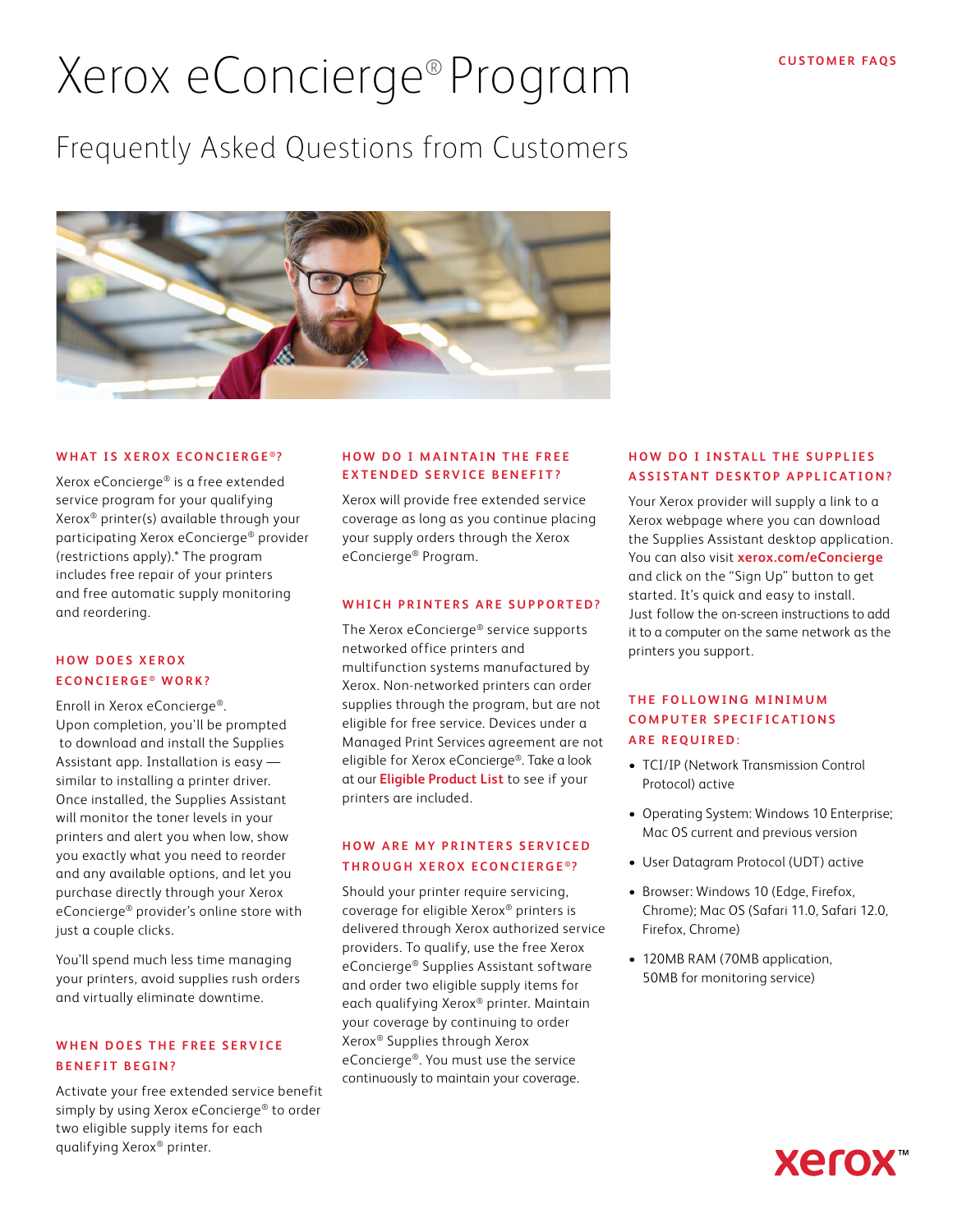# Xerox eConcierge® Program

## Frequently Asked Questions from Customers

### WHAT IS XEROX ECONCIERGE®?

Xerox eConcierge® is a free extended service program for your qualifying Xerox® printer(s) available through your participating Xerox eConcierge® provider (restrictions apply).* The program includes free repair of your printers and free automatic supply monitoring and reordering.

### HOW DOES XEROX ECONCIERGE® WORK?

Enroll in Xerox eConcierge®. Upon completion, you'll be prompted to download and install the Supplies Assistant app. Installation is easy — similar to installing a printer driver. Once installed, the Supplies Assistant will monitor the toner levels in your printers and alert you when low, show you exactly what you need to reorder and any available options, and let you purchase directly through your Xerox eConcierge® provider's online store with just a couple clicks.

You'll spend much less time managing your printers, avoid supplies rush orders and virtually eliminate downtime.

### WHEN DOES THE FREE SERVICE BENEFIT BEGIN?

Activate your free extended service benefit simply by using Xerox eConcierge® to order two eligible supply items for each qualifying Xerox® printer.

### HOW DO I MAINTAIN THE FREE EXTENDED SERVICE BENEFIT?

Xerox will provide free extended service coverage as long as you continue placing your supply orders through the Xerox eConcierge® Program.

### WHICH PRINTERS ARE SUPPORTED?

The Xerox eConcierge® service supports networked office printers and multifunction systems manufactured by Xerox. Non-networked printers can order supplies through the program, but are not eligible for free service. Devices under a Managed Print Services agreement are not eligible for Xerox eConcierge®. Take a look at our **Eligible Product List** to see if your printers are included.

### HOW ARE MY PRINTERS SERVICED THROUGH XEROX ECONCIERGE®?

Should your printer require servicing, coverage for eligible Xerox® printers is delivered through Xerox authorized service providers. To qualify, use the free Xerox eConcierge® Supplies Assistant software and order two eligible supply items for each qualifying Xerox® printer. Maintain your coverage by continuing to order Xerox® Supplies through Xerox eConcierge®. You must use the service continuously to maintain your coverage.

### HOW DO I INSTALL THE SUPPLIES ASSISTANT DESKTOP APPLICATION?

Your Xerox provider will supply a link to a Xerox webpage where you can download the Supplies Assistant desktop application. You can also visit **xerox.com/eConcierge** and click on the "Sign Up" button to get started. It's quick and easy to install. Just follow the on-screen instructions to add it to a computer on the same network as the printers you support.

### THE FOLLOWING MINIMUM COMPUTER SPECIFICATIONS ARE REQUIRED:

- TCI/IP (Network Transmission Control Protocol) active
- Operating System: Windows 10 Enterprise; Mac OS current and previous version
- User Datagram Protocol (UDT) active
- Browser: Windows 10 (Edge, Firefox, Chrome); Mac OS (Safari 11.0, Safari 12.0, Firefox, Chrome)
- 120MB RAM (70MB application, 50MB for monitoring service)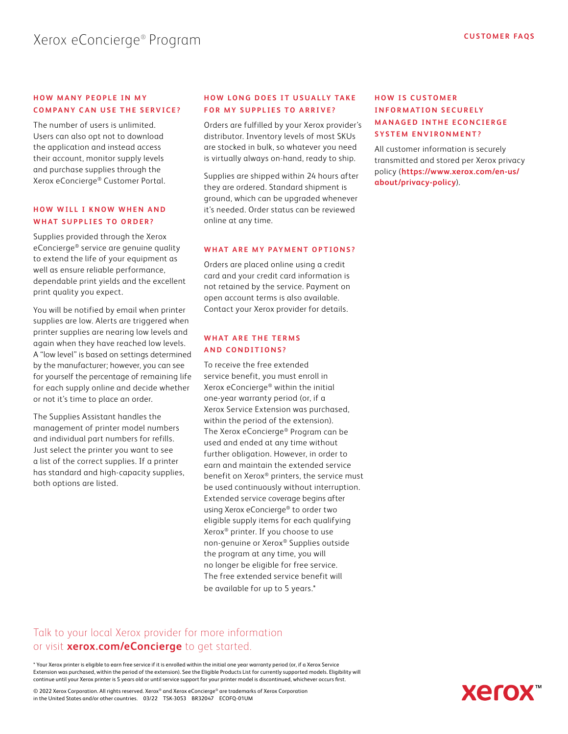# Xerox eConcierge® Program

CUSTOMER FAQS

### HOW MANY PEOPLE IN MY COMPANY CAN USE THE SERVICE?

The number of users is unlimited. Users can also opt not to download the application and instead access their account, monitor supply levels and purchase supplies through the Xerox eConcierge® Customer Portal.

### HOW WILL I KNOW WHEN AND WHAT SUPPLIES TO ORDER?

Supplies provided through the Xerox eConcierge® service are genuine quality to extend the life of your equipment as well as ensure reliable performance, dependable print yields and the excellent print quality you expect.

You will be notified by email when printer supplies are low. Alerts are triggered when printer supplies are nearing low levels and again when they have reached low levels. A "low level" is based on settings determined by the manufacturer; however, you can see for yourself the percentage of remaining life for each supply online and decide whether or not it's time to place an order.

The Supplies Assistant handles the management of printer model numbers and individual part numbers for refills. Just select the printer you want to see a list of the correct supplies. If a printer has standard and high-capacity supplies, both options are listed.

### HOW LONG DOES IT USUALLY TAKE FOR MY SUPPLIES TO ARRIVE?

Orders are fulfilled by your Xerox provider's distributor. Inventory levels of most SKUs are stocked in bulk, so whatever you need is virtually always on-hand, ready to ship.

Supplies are shipped within 24 hours after they are ordered. Standard shipment is ground, which can be upgraded whenever it's needed. Order status can be reviewed online at any time.

### WHAT ARE MY PAYMENT OPTIONS?

Orders are placed online using a credit card and your credit card information is not retained by the service. Payment on open account terms is also available. Contact your Xerox provider for details.

### WHAT ARE THE TERMS AND CONDITIONS?

To receive the free extended service benefit, you must enroll in Xerox eConcierge® within the initial one-year warranty period (or, if a Xerox Service Extension was purchased, within the period of the extension). The Xerox eConcierge® Program can be used and ended at any time without further obligation. However, in order to earn and maintain the extended service benefit on Xerox® printers, the service must be used continuously without interruption. Extended service coverage begins after using Xerox eConcierge® to order two eligible supply items for each qualifying Xerox® printer. If you choose to use non-genuine or Xerox® Supplies outside the program at any time, you will no longer be eligible for free service. The free extended service benefit will be available for up to 5 years.*

### HOW IS CUSTOMER INFORMATION SECURELY MANAGED INTHE ECONCIERGE SYSTEM ENVIRONMENT?

All customer information is securely transmitted and stored per Xerox privacy policy (**https://www.xerox.com/en-us/about/privacy-policy**).

Talk to your local Xerox provider for more information or visit **xerox.com/eConcierge** to get started.

\* Your Xerox printer is eligible to earn free service if it is enrolled within the initial one year warranty period (or, if a Xerox Service Extension was purchased, within the period of the extension). See the Eligible Products List for currently supported models. Eligibility will continue until your Xerox printer is 5 years old or until service support for your printer model is discontinued, whichever occurs first.

© 2022 Xerox Corporation. All rights reserved. Xerox® and Xerox eConcierge® are trademarks of Xerox Corporation in the United States and/or other countries. 03/22 TSK-3053 BR32047 ECOFQ-01UM

xerox™